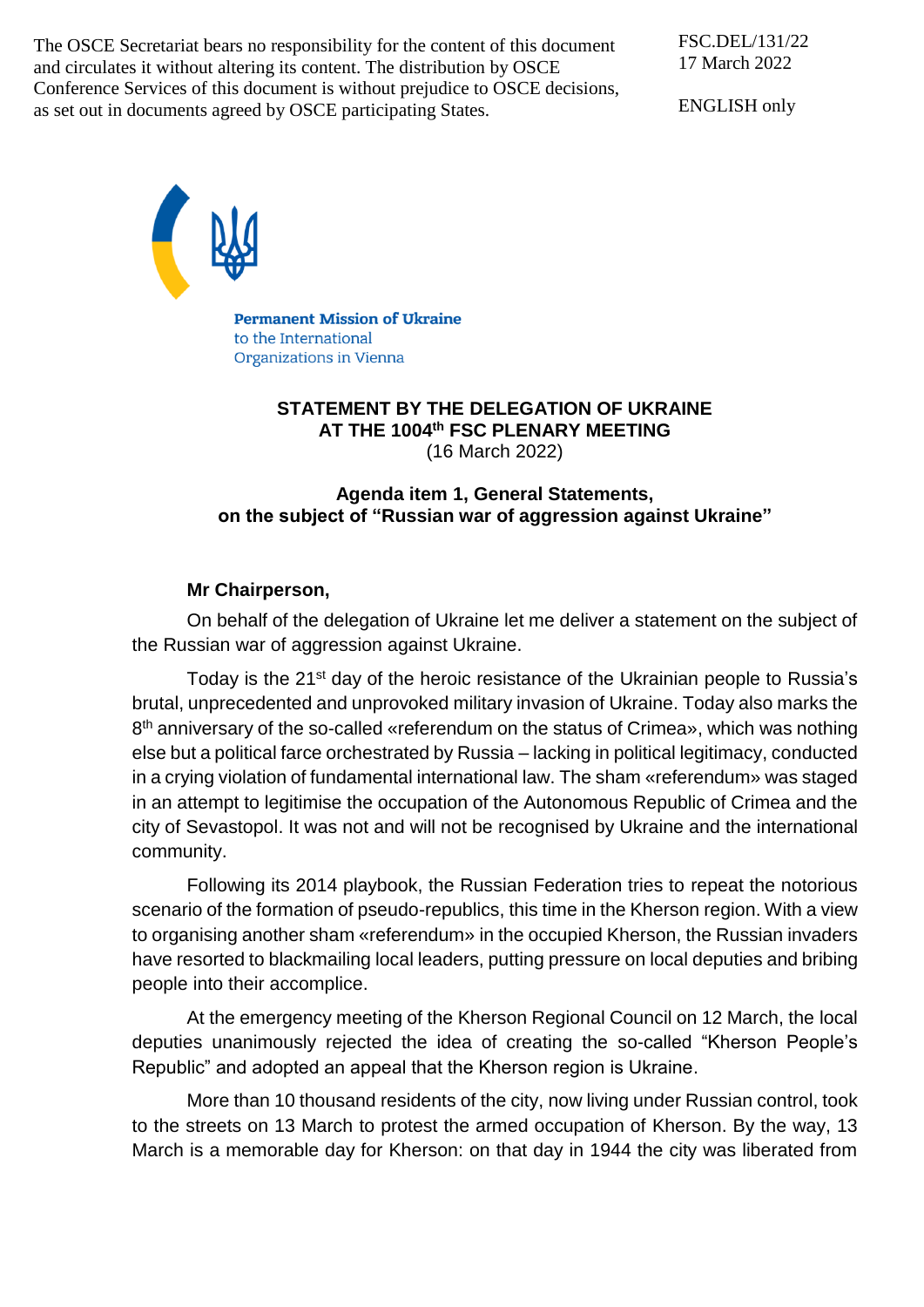The OSCE Secretariat bears no responsibility for the content of this document and circulates it without altering its content. The distribution by OSCE Conference Services of this document is without prejudice to OSCE decisions, as set out in documents agreed by OSCE participating States.

FSC.DEL/131/22
17 March 2022

ENGLISH only

**Permanent Mission of Ukraine**
to the International
Organizations in Vienna

## STATEMENT BY THE DELEGATION OF UKRAINE AT THE 1004th FSC PLENARY MEETING
(16 March 2022)

### Agenda item 1, General Statements, on the subject of "Russian war of aggression against Ukraine"

**Mr Chairperson,**

On behalf of the delegation of Ukraine let me deliver a statement on the subject of the Russian war of aggression against Ukraine.

Today is the 21st day of the heroic resistance of the Ukrainian people to Russia's brutal, unprecedented and unprovoked military invasion of Ukraine. Today also marks the 8th anniversary of the so-called «referendum on the status of Crimea», which was nothing else but a political farce orchestrated by Russia – lacking in political legitimacy, conducted in a crying violation of fundamental international law. The sham «referendum» was staged in an attempt to legitimise the occupation of the Autonomous Republic of Crimea and the city of Sevastopol. It was not and will not be recognised by Ukraine and the international community.

Following its 2014 playbook, the Russian Federation tries to repeat the notorious scenario of the formation of pseudo-republics, this time in the Kherson region. With a view to organising another sham «referendum» in the occupied Kherson, the Russian invaders have resorted to blackmailing local leaders, putting pressure on local deputies and bribing people into their accomplice.

At the emergency meeting of the Kherson Regional Council on 12 March, the local deputies unanimously rejected the idea of creating the so-called "Kherson People's Republic" and adopted an appeal that the Kherson region is Ukraine.

More than 10 thousand residents of the city, now living under Russian control, took to the streets on 13 March to protest the armed occupation of Kherson. By the way, 13 March is a memorable day for Kherson: on that day in 1944 the city was liberated from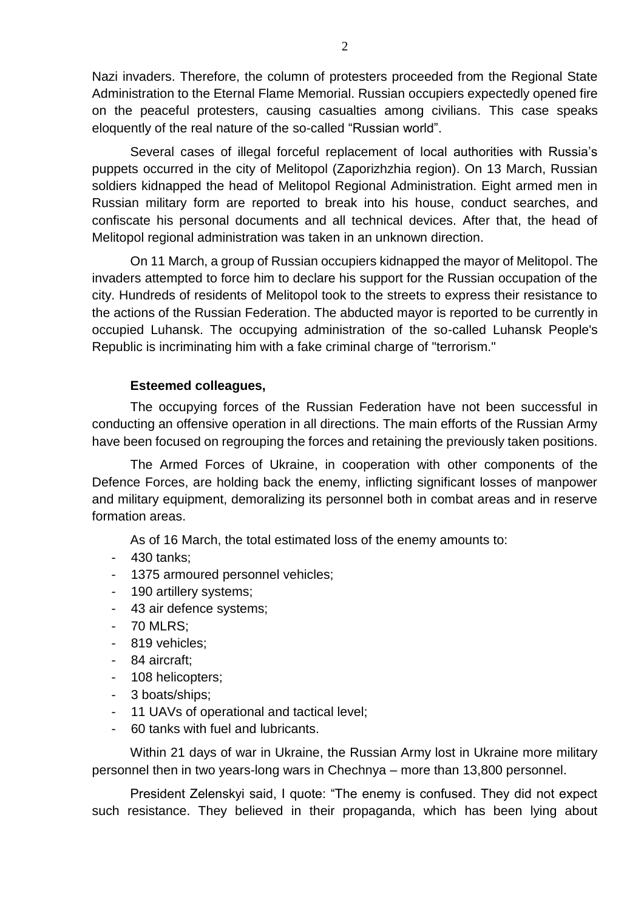Nazi invaders. Therefore, the column of protesters proceeded from the Regional State Administration to the Eternal Flame Memorial. Russian occupiers expectedly opened fire on the peaceful protesters, causing casualties among civilians. This case speaks eloquently of the real nature of the so-called "Russian world".

Several cases of illegal forceful replacement of local authorities with Russia's puppets occurred in the city of Melitopol (Zaporizhzhia region). On 13 March, Russian soldiers kidnapped the head of Melitopol Regional Administration. Eight armed men in Russian military form are reported to break into his house, conduct searches, and confiscate his personal documents and all technical devices. After that, the head of Melitopol regional administration was taken in an unknown direction.

On 11 March, a group of Russian occupiers kidnapped the mayor of Melitopol. The invaders attempted to force him to declare his support for the Russian occupation of the city. Hundreds of residents of Melitopol took to the streets to express their resistance to the actions of the Russian Federation. The abducted mayor is reported to be currently in occupied Luhansk. The occupying administration of the so-called Luhansk People's Republic is incriminating him with a fake criminal charge of "terrorism."

**Esteemed colleagues,**

The occupying forces of the Russian Federation have not been successful in conducting an offensive operation in all directions. The main efforts of the Russian Army have been focused on regrouping the forces and retaining the previously taken positions.

The Armed Forces of Ukraine, in cooperation with other components of the Defence Forces, are holding back the enemy, inflicting significant losses of manpower and military equipment, demoralizing its personnel both in combat areas and in reserve formation areas.

As of 16 March, the total estimated loss of the enemy amounts to:

- 430 tanks;
- 1375 armoured personnel vehicles;
- 190 artillery systems;
- 43 air defence systems;
- 70 MLRS;
- 819 vehicles;
- 84 aircraft;
- 108 helicopters;
- 3 boats/ships;
- 11 UAVs of operational and tactical level;
- 60 tanks with fuel and lubricants.

Within 21 days of war in Ukraine, the Russian Army lost in Ukraine more military personnel then in two years-long wars in Chechnya – more than 13,800 personnel.

President Zelenskyi said, I quote: "The enemy is confused. They did not expect such resistance. They believed in their propaganda, which has been lying about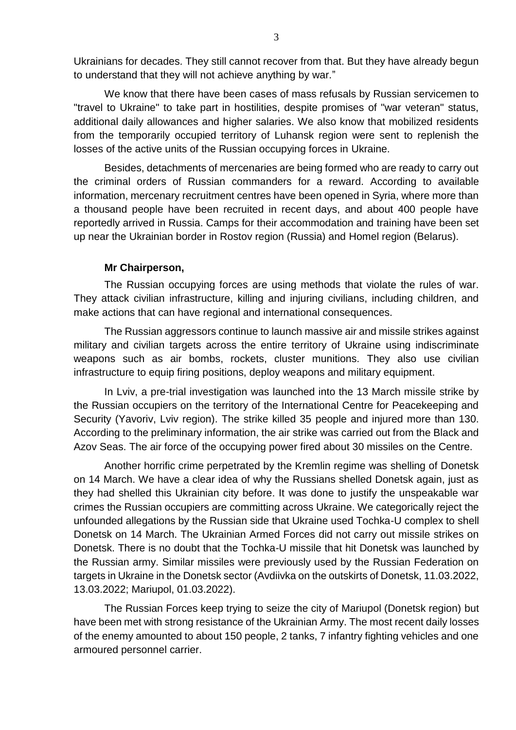Ukrainians for decades. They still cannot recover from that. But they have already begun to understand that they will not achieve anything by war."

We know that there have been cases of mass refusals by Russian servicemen to "travel to Ukraine" to take part in hostilities, despite promises of "war veteran" status, additional daily allowances and higher salaries. We also know that mobilized residents from the temporarily occupied territory of Luhansk region were sent to replenish the losses of the active units of the Russian occupying forces in Ukraine.

Besides, detachments of mercenaries are being formed who are ready to carry out the criminal orders of Russian commanders for a reward. According to available information, mercenary recruitment centres have been opened in Syria, where more than a thousand people have been recruited in recent days, and about 400 people have reportedly arrived in Russia. Camps for their accommodation and training have been set up near the Ukrainian border in Rostov region (Russia) and Homel region (Belarus).

**Mr Chairperson,**

The Russian occupying forces are using methods that violate the rules of war. They attack civilian infrastructure, killing and injuring civilians, including children, and make actions that can have regional and international consequences.

The Russian aggressors continue to launch massive air and missile strikes against military and civilian targets across the entire territory of Ukraine using indiscriminate weapons such as air bombs, rockets, cluster munitions. They also use civilian infrastructure to equip firing positions, deploy weapons and military equipment.

In Lviv, a pre-trial investigation was launched into the 13 March missile strike by the Russian occupiers on the territory of the International Centre for Peacekeeping and Security (Yavoriv, Lviv region). The strike killed 35 people and injured more than 130. According to the preliminary information, the air strike was carried out from the Black and Azov Seas. The air force of the occupying power fired about 30 missiles on the Centre.

Another horrific crime perpetrated by the Kremlin regime was shelling of Donetsk on 14 March. We have a clear idea of why the Russians shelled Donetsk again, just as they had shelled this Ukrainian city before. It was done to justify the unspeakable war crimes the Russian occupiers are committing across Ukraine. We categorically reject the unfounded allegations by the Russian side that Ukraine used Tochka-U complex to shell Donetsk on 14 March. The Ukrainian Armed Forces did not carry out missile strikes on Donetsk. There is no doubt that the Tochka-U missile that hit Donetsk was launched by the Russian army. Similar missiles were previously used by the Russian Federation on targets in Ukraine in the Donetsk sector (Avdiivka on the outskirts of Donetsk, 11.03.2022, 13.03.2022; Mariupol, 01.03.2022).

The Russian Forces keep trying to seize the city of Mariupol (Donetsk region) but have been met with strong resistance of the Ukrainian Army. The most recent daily losses of the enemy amounted to about 150 people, 2 tanks, 7 infantry fighting vehicles and one armoured personnel carrier.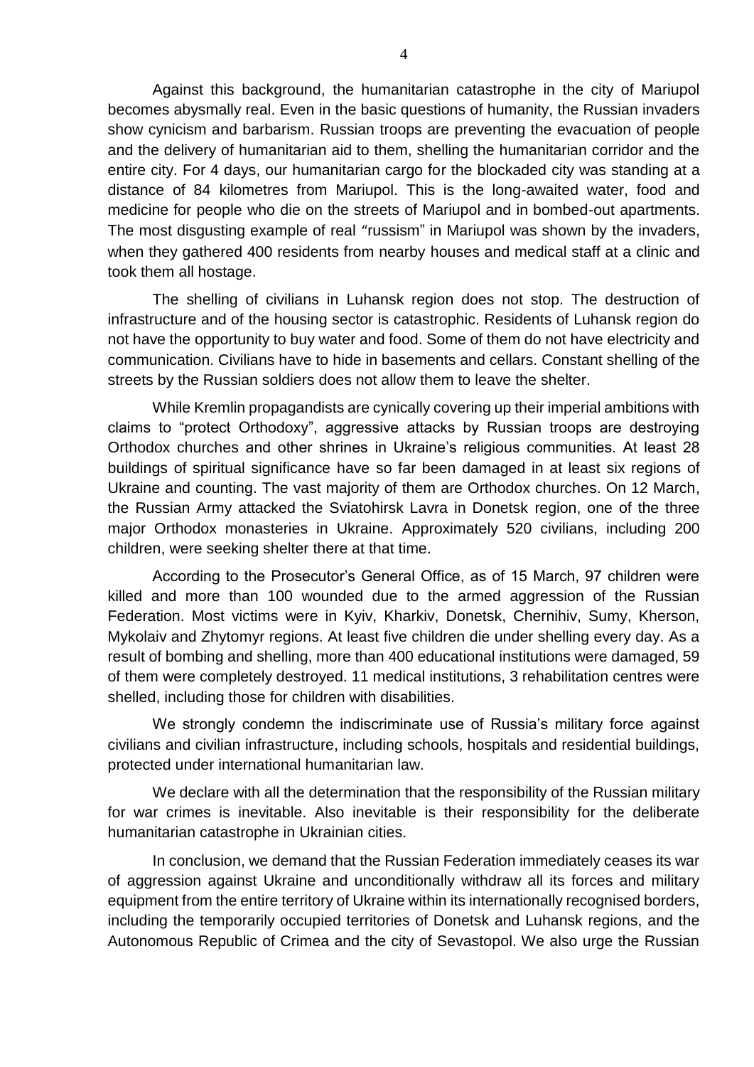Against this background, the humanitarian catastrophe in the city of Mariupol becomes abysmally real. Even in the basic questions of humanity, the Russian invaders show cynicism and barbarism. Russian troops are preventing the evacuation of people and the delivery of humanitarian aid to them, shelling the humanitarian corridor and the entire city. For 4 days, our humanitarian cargo for the blockaded city was standing at a distance of 84 kilometres from Mariupol. This is the long-awaited water, food and medicine for people who die on the streets of Mariupol and in bombed-out apartments. The most disgusting example of real "russism" in Mariupol was shown by the invaders, when they gathered 400 residents from nearby houses and medical staff at a clinic and took them all hostage.

The shelling of civilians in Luhansk region does not stop. The destruction of infrastructure and of the housing sector is catastrophic. Residents of Luhansk region do not have the opportunity to buy water and food. Some of them do not have electricity and communication. Civilians have to hide in basements and cellars. Constant shelling of the streets by the Russian soldiers does not allow them to leave the shelter.

While Kremlin propagandists are cynically covering up their imperial ambitions with claims to "protect Orthodoxy", aggressive attacks by Russian troops are destroying Orthodox churches and other shrines in Ukraine's religious communities. At least 28 buildings of spiritual significance have so far been damaged in at least six regions of Ukraine and counting. The vast majority of them are Orthodox churches. On 12 March, the Russian Army attacked the Sviatohirsk Lavra in Donetsk region, one of the three major Orthodox monasteries in Ukraine. Approximately 520 civilians, including 200 children, were seeking shelter there at that time.

According to the Prosecutor's General Office, as of 15 March, 97 children were killed and more than 100 wounded due to the armed aggression of the Russian Federation. Most victims were in Kyiv, Kharkiv, Donetsk, Chernihiv, Sumy, Kherson, Mykolaiv and Zhytomyr regions. At least five children die under shelling every day. As a result of bombing and shelling, more than 400 educational institutions were damaged, 59 of them were completely destroyed. 11 medical institutions, 3 rehabilitation centres were shelled, including those for children with disabilities.

We strongly condemn the indiscriminate use of Russia's military force against civilians and civilian infrastructure, including schools, hospitals and residential buildings, protected under international humanitarian law.

We declare with all the determination that the responsibility of the Russian military for war crimes is inevitable. Also inevitable is their responsibility for the deliberate humanitarian catastrophe in Ukrainian cities.

In conclusion, we demand that the Russian Federation immediately ceases its war of aggression against Ukraine and unconditionally withdraw all its forces and military equipment from the entire territory of Ukraine within its internationally recognised borders, including the temporarily occupied territories of Donetsk and Luhansk regions, and the Autonomous Republic of Crimea and the city of Sevastopol. We also urge the Russian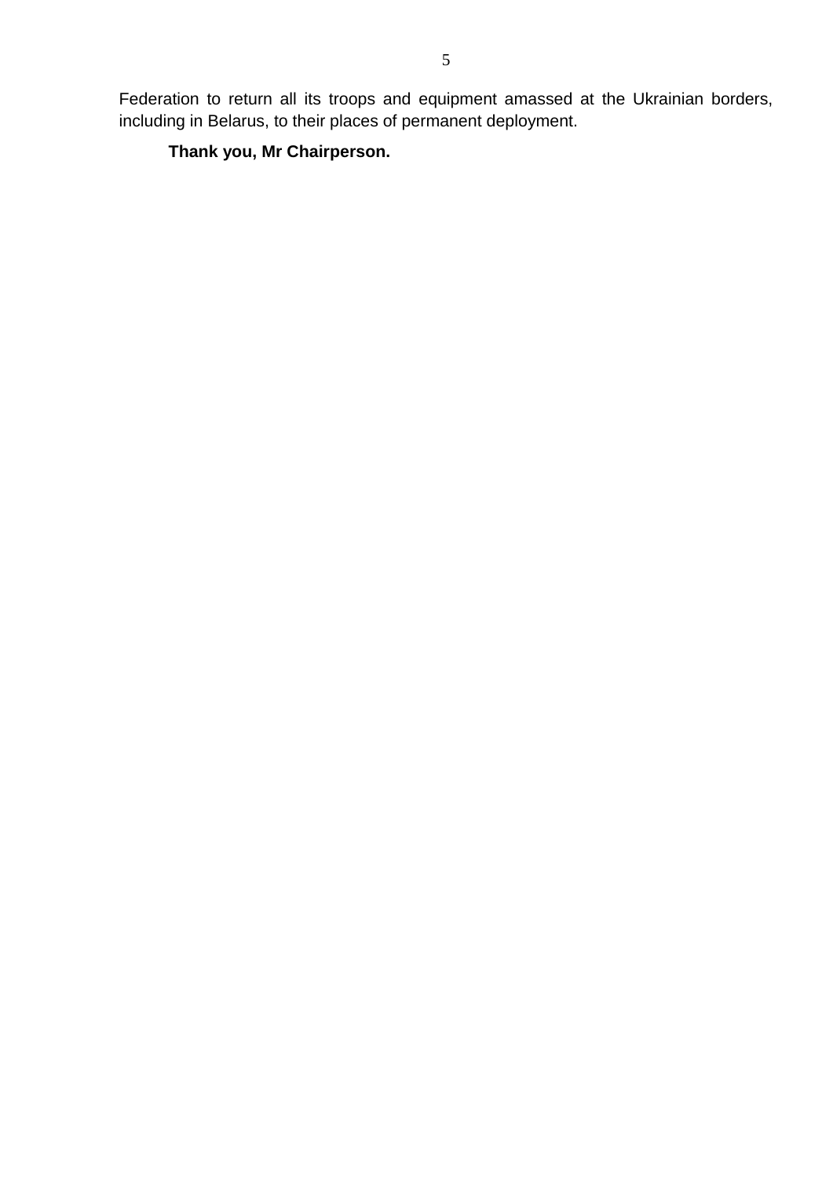Federation to return all its troops and equipment amassed at the Ukrainian borders, including in Belarus, to their places of permanent deployment.

**Thank you, Mr Chairperson.**